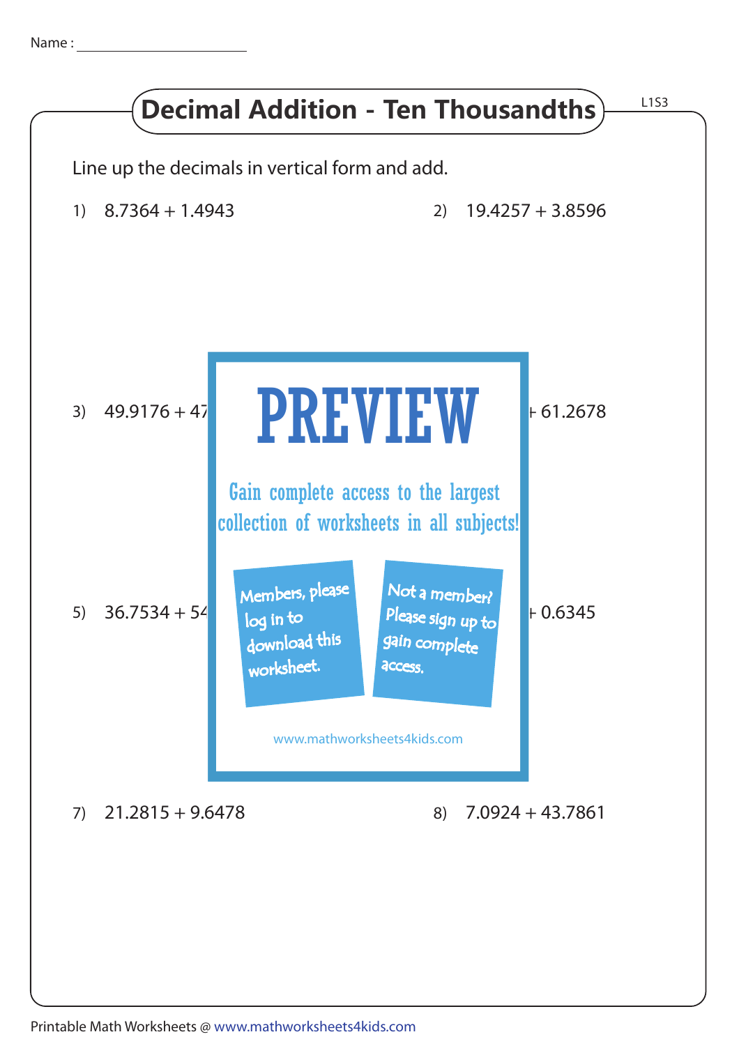Name : ____________________

# Decimal Addition - Ten Thousandths

L1S3

Line up the decimals in vertical form and add.

1) 8.7364 + 1.4943

2) 19.4257 + 3.8596

3) 49.9176 + 47

+ 61.2678

# PREVIEW

Gain complete access to the largest collection of worksheets in all subjects!

Members, please log in to download this worksheet.

Not a member? Please sign up to gain complete access.

www.mathworksheets4kids.com

5) 36.7534 + 54

+ 0.6345

7) 21.2815 + 9.6478

8) 7.0924 + 43.7861

Printable Math Worksheets @ www.mathworksheets4kids.com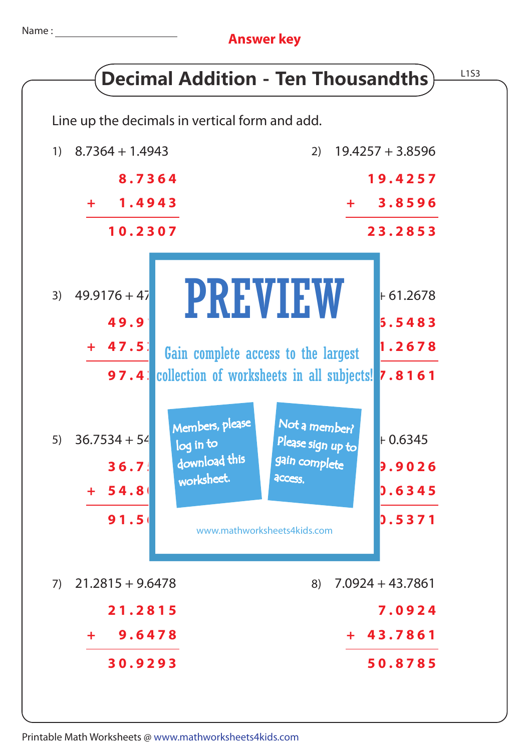Name :

**Answer key**

# Decimal Addition - Ten Thousandths

L1S3

Line up the decimals in vertical form and add.

1) 8.7364 + 1.4943

$$\begin{array}{r} 8.7364 \\ +\ 1.4943 \\ \hline 10.2307 \end{array}$$

2) 19.4257 + 3.8596

$$\begin{array}{r} 19.4257 \\ +\ 3.8596 \\ \hline 23.2853 \end{array}$$

3) 49.9176 + 47

$$\begin{array}{r} 49.9 \\ +\ 47.5 \\ \hline 97.4 \end{array}$$

4) + 61.2678

$$\begin{array}{r} 6.5483 \\ 1.2678 \\ \hline 7.8161 \end{array}$$

5) 36.7534 + 54

$$\begin{array}{r} 36.7 \\ +\ 54.8 \\ \hline 91.5 \end{array}$$

6) + 0.6345

$$\begin{array}{r} 9.9026 \\ 0.6345 \\ \hline 0.5371 \end{array}$$

PREVIEW

Gain complete access to the largest collection of worksheets in all subjects!

Members, please log in to download this worksheet.

Not a member? Please sign up to gain complete access.

www.mathworksheets4kids.com

7) 21.2815 + 9.6478

$$\begin{array}{r} 21.2815 \\ +\ 9.6478 \\ \hline 30.9293 \end{array}$$

8) 7.0924 + 43.7861

$$\begin{array}{r} 7.0924 \\ +\ 43.7861 \\ \hline 50.8785 \end{array}$$

Printable Math Worksheets @ www.mathworksheets4kids.com